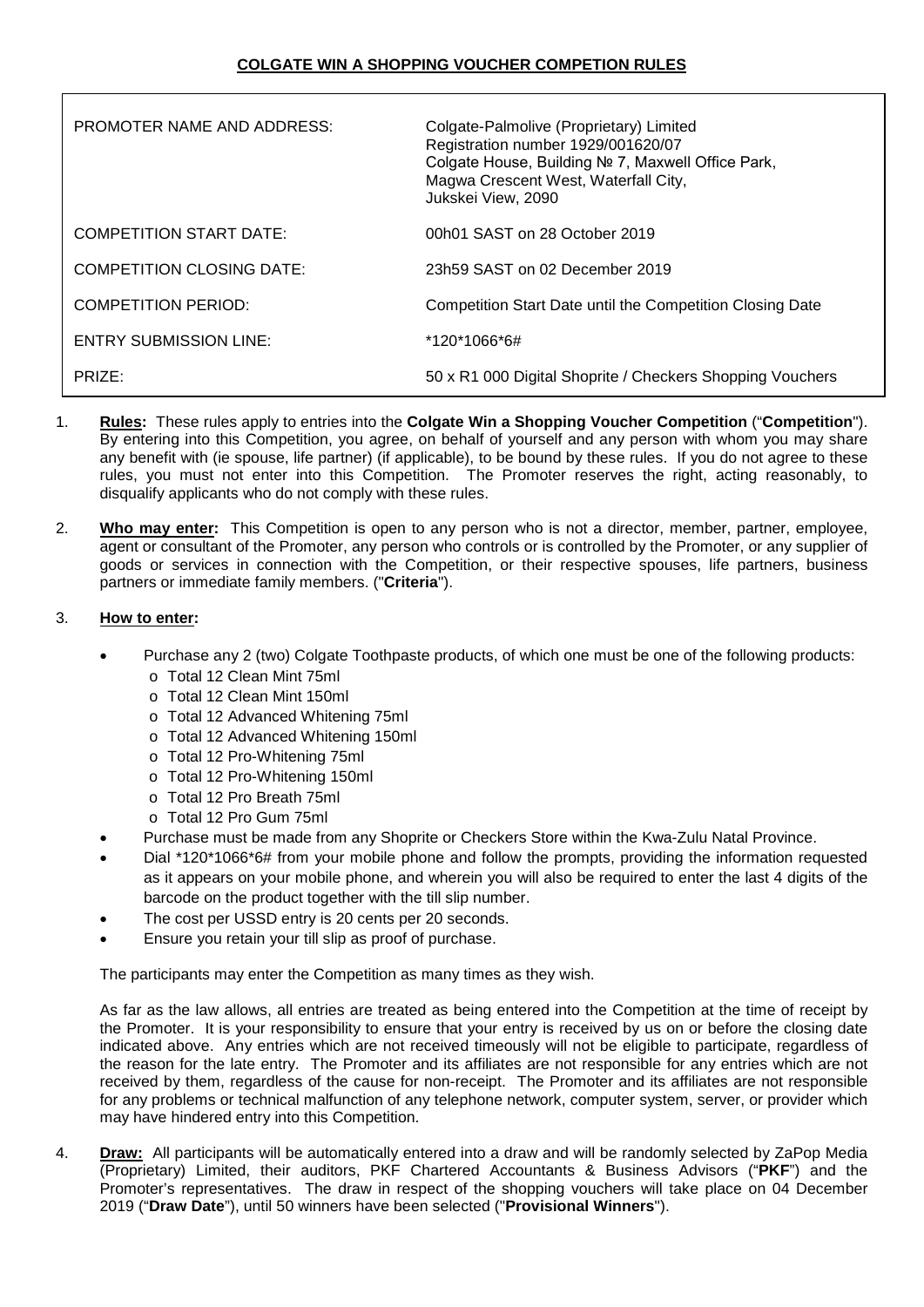# COLGATE WIN A SHOPPING VOUCHER COMPETION RULES

| | |
|---|---|
| PROMOTER NAME AND ADDRESS: | Colgate-Palmolive (Proprietary) Limited<br>Registration number 1929/001620/07<br>Colgate House, Building № 7, Maxwell Office Park,<br>Magwa Crescent West, Waterfall City,<br>Jukskei View, 2090 |
| COMPETITION START DATE: | 00h01 SAST on 28 October 2019 |
| COMPETITION CLOSING DATE: | 23h59 SAST on 02 December 2019 |
| COMPETITION PERIOD: | Competition Start Date until the Competition Closing Date |
| ENTRY SUBMISSION LINE: | *120*1066*6# |
| PRIZE: | 50 x R1 000 Digital Shoprite / Checkers Shopping Vouchers |

1. **Rules:** These rules apply to entries into the **Colgate Win a Shopping Voucher Competition** ("**Competition**"). By entering into this Competition, you agree, on behalf of yourself and any person with whom you may share any benefit with (ie spouse, life partner) (if applicable), to be bound by these rules. If you do not agree to these rules, you must not enter into this Competition. The Promoter reserves the right, acting reasonably, to disqualify applicants who do not comply with these rules.

2. **Who may enter:** This Competition is open to any person who is not a director, member, partner, employee, agent or consultant of the Promoter, any person who controls or is controlled by the Promoter, or any supplier of goods or services in connection with the Competition, or their respective spouses, life partners, business partners or immediate family members. ("**Criteria**").

3. **How to enter:**

   - Purchase any 2 (two) Colgate Toothpaste products, of which one must be one of the following products:
     - Total 12 Clean Mint 75ml
     - Total 12 Clean Mint 150ml
     - Total 12 Advanced Whitening 75ml
     - Total 12 Advanced Whitening 150ml
     - Total 12 Pro-Whitening 75ml
     - Total 12 Pro-Whitening 150ml
     - Total 12 Pro Breath 75ml
     - Total 12 Pro Gum 75ml
   - Purchase must be made from any Shoprite or Checkers Store within the Kwa-Zulu Natal Province.
   - Dial *120*1066*6# from your mobile phone and follow the prompts, providing the information requested as it appears on your mobile phone, and wherein you will also be required to enter the last 4 digits of the barcode on the product together with the till slip number.
   - The cost per USSD entry is 20 cents per 20 seconds.
   - Ensure you retain your till slip as proof of purchase.

   The participants may enter the Competition as many times as they wish.

   As far as the law allows, all entries are treated as being entered into the Competition at the time of receipt by the Promoter. It is your responsibility to ensure that your entry is received by us on or before the closing date indicated above. Any entries which are not received timeously will not be eligible to participate, regardless of the reason for the late entry. The Promoter and its affiliates are not responsible for any entries which are not received by them, regardless of the cause for non-receipt. The Promoter and its affiliates are not responsible for any problems or technical malfunction of any telephone network, computer system, server, or provider which may have hindered entry into this Competition.

4. **Draw:** All participants will be automatically entered into a draw and will be randomly selected by ZaPop Media (Proprietary) Limited, their auditors, PKF Chartered Accountants & Business Advisors ("**PKF**") and the Promoter's representatives. The draw in respect of the shopping vouchers will take place on 04 December 2019 ("**Draw Date**"), until 50 winners have been selected ("**Provisional Winners**").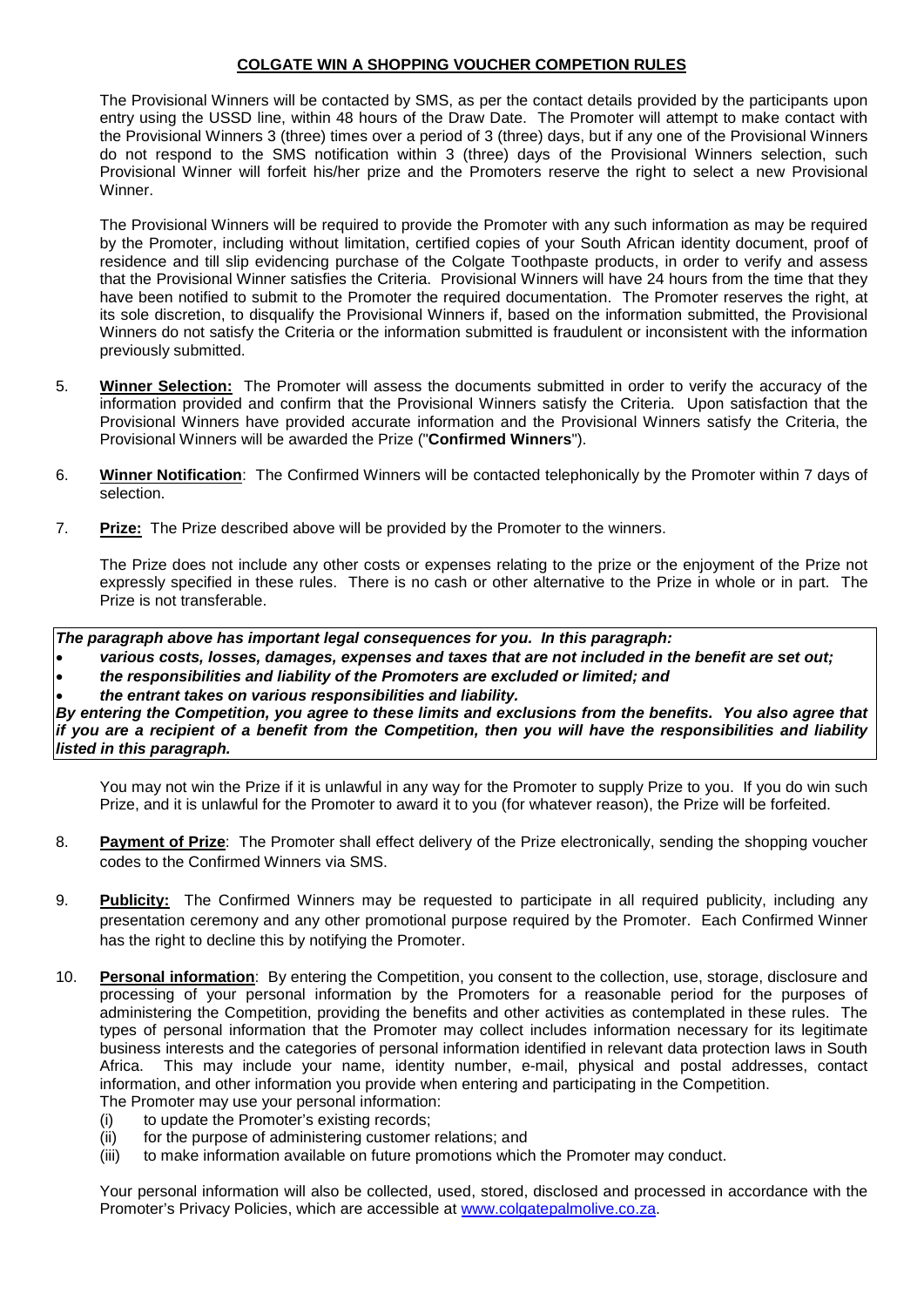**COLGATE WIN A SHOPPING VOUCHER COMPETION RULES**

The Provisional Winners will be contacted by SMS, as per the contact details provided by the participants upon entry using the USSD line, within 48 hours of the Draw Date. The Promoter will attempt to make contact with the Provisional Winners 3 (three) times over a period of 3 (three) days, but if any one of the Provisional Winners do not respond to the SMS notification within 3 (three) days of the Provisional Winners selection, such Provisional Winner will forfeit his/her prize and the Promoters reserve the right to select a new Provisional Winner.

The Provisional Winners will be required to provide the Promoter with any such information as may be required by the Promoter, including without limitation, certified copies of your South African identity document, proof of residence and till slip evidencing purchase of the Colgate Toothpaste products, in order to verify and assess that the Provisional Winner satisfies the Criteria. Provisional Winners will have 24 hours from the time that they have been notified to submit to the Promoter the required documentation. The Promoter reserves the right, at its sole discretion, to disqualify the Provisional Winners if, based on the information submitted, the Provisional Winners do not satisfy the Criteria or the information submitted is fraudulent or inconsistent with the information previously submitted.

5. **Winner Selection:** The Promoter will assess the documents submitted in order to verify the accuracy of the information provided and confirm that the Provisional Winners satisfy the Criteria. Upon satisfaction that the Provisional Winners have provided accurate information and the Provisional Winners satisfy the Criteria, the Provisional Winners will be awarded the Prize ("**Confirmed Winners**").

6. **Winner Notification**: The Confirmed Winners will be contacted telephonically by the Promoter within 7 days of selection.

7. **Prize:** The Prize described above will be provided by the Promoter to the winners.

   The Prize does not include any other costs or expenses relating to the prize or the enjoyment of the Prize not expressly specified in these rules. There is no cash or other alternative to the Prize in whole or in part. The Prize is not transferable.

***The paragraph above has important legal consequences for you. In this paragraph:***

- ***various costs, losses, damages, expenses and taxes that are not included in the benefit are set out;***
- ***the responsibilities and liability of the Promoters are excluded or limited; and***
- ***the entrant takes on various responsibilities and liability.***

***By entering the Competition, you agree to these limits and exclusions from the benefits. You also agree that if you are a recipient of a benefit from the Competition, then you will have the responsibilities and liability listed in this paragraph.***

You may not win the Prize if it is unlawful in any way for the Promoter to supply Prize to you. If you do win such Prize, and it is unlawful for the Promoter to award it to you (for whatever reason), the Prize will be forfeited.

8. **Payment of Prize**: The Promoter shall effect delivery of the Prize electronically, sending the shopping voucher codes to the Confirmed Winners via SMS.

9. **Publicity:** The Confirmed Winners may be requested to participate in all required publicity, including any presentation ceremony and any other promotional purpose required by the Promoter. Each Confirmed Winner has the right to decline this by notifying the Promoter.

10. **Personal information**: By entering the Competition, you consent to the collection, use, storage, disclosure and processing of your personal information by the Promoters for a reasonable period for the purposes of administering the Competition, providing the benefits and other activities as contemplated in these rules. The types of personal information that the Promoter may collect includes information necessary for its legitimate business interests and the categories of personal information identified in relevant data protection laws in South Africa. This may include your name, identity number, e-mail, physical and postal addresses, contact information, and other information you provide when entering and participating in the Competition.
    The Promoter may use your personal information:
    (i) to update the Promoter's existing records;
    (ii) for the purpose of administering customer relations; and
    (iii) to make information available on future promotions which the Promoter may conduct.

    Your personal information will also be collected, used, stored, disclosed and processed in accordance with the Promoter's Privacy Policies, which are accessible at www.colgatepalmolive.co.za.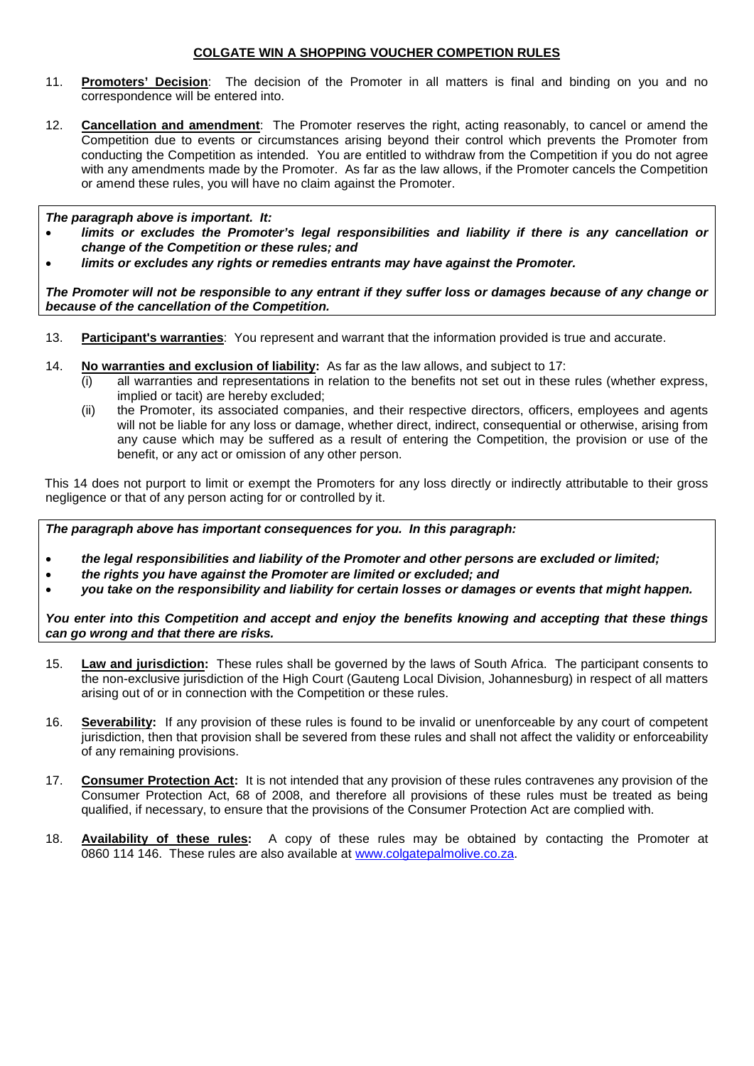**COLGATE WIN A SHOPPING VOUCHER COMPETION RULES**

11. **Promoters' Decision**: The decision of the Promoter in all matters is final and binding on you and no correspondence will be entered into.

12. **Cancellation and amendment**: The Promoter reserves the right, acting reasonably, to cancel or amend the Competition due to events or circumstances arising beyond their control which prevents the Promoter from conducting the Competition as intended. You are entitled to withdraw from the Competition if you do not agree with any amendments made by the Promoter. As far as the law allows, if the Promoter cancels the Competition or amend these rules, you will have no claim against the Promoter.

***The paragraph above is important. It:***

- ***limits or excludes the Promoter's legal responsibilities and liability if there is any cancellation or change of the Competition or these rules; and***
- ***limits or excludes any rights or remedies entrants may have against the Promoter.***

***The Promoter will not be responsible to any entrant if they suffer loss or damages because of any change or because of the cancellation of the Competition.***

13. **Participant's warranties**: You represent and warrant that the information provided is true and accurate.

14. **No warranties and exclusion of liability:** As far as the law allows, and subject to 17:
    (i) all warranties and representations in relation to the benefits not set out in these rules (whether express, implied or tacit) are hereby excluded;
    (ii) the Promoter, its associated companies, and their respective directors, officers, employees and agents will not be liable for any loss or damage, whether direct, indirect, consequential or otherwise, arising from any cause which may be suffered as a result of entering the Competition, the provision or use of the benefit, or any act or omission of any other person.

This 14 does not purport to limit or exempt the Promoters for any loss directly or indirectly attributable to their gross negligence or that of any person acting for or controlled by it.

***The paragraph above has important consequences for you. In this paragraph:***

- ***the legal responsibilities and liability of the Promoter and other persons are excluded or limited;***
- ***the rights you have against the Promoter are limited or excluded; and***
- ***you take on the responsibility and liability for certain losses or damages or events that might happen.***

***You enter into this Competition and accept and enjoy the benefits knowing and accepting that these things can go wrong and that there are risks.***

15. **Law and jurisdiction:** These rules shall be governed by the laws of South Africa. The participant consents to the non-exclusive jurisdiction of the High Court (Gauteng Local Division, Johannesburg) in respect of all matters arising out of or in connection with the Competition or these rules.

16. **Severability:** If any provision of these rules is found to be invalid or unenforceable by any court of competent jurisdiction, then that provision shall be severed from these rules and shall not affect the validity or enforceability of any remaining provisions.

17. **Consumer Protection Act:** It is not intended that any provision of these rules contravenes any provision of the Consumer Protection Act, 68 of 2008, and therefore all provisions of these rules must be treated as being qualified, if necessary, to ensure that the provisions of the Consumer Protection Act are complied with.

18. **Availability of these rules:** A copy of these rules may be obtained by contacting the Promoter at 0860 114 146. These rules are also available at www.colgatepalmolive.co.za.